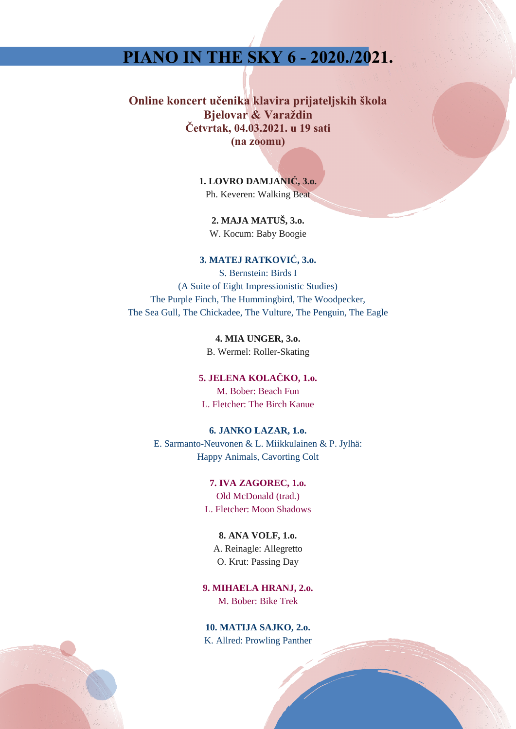# PIANO IN THE SKY 6 - 2020./2021.

**Online koncert učenika klavira prijateljskih škola**
**Bjelovar & Varaždin**
**Četvrtak, 04.03.2021. u 19 sati**
**(na zoomu)**

**1. LOVRO DAMJANIĆ, 3.o.**
Ph. Keveren: Walking Beat

**2. MAJA MATUŠ, 3.o.**
W. Kocum: Baby Boogie

**3. MATEJ RATKOVIĆ, 3.o.**
S. Bernstein: Birds I
(A Suite of Eight Impressionistic Studies)
The Purple Finch, The Hummingbird, The Woodpecker,
The Sea Gull, The Chickadee, The Vulture, The Penguin, The Eagle

**4. MIA UNGER, 3.o.**
B. Wermel: Roller-Skating

**5. JELENA KOLAČKO, 1.o.**
M. Bober: Beach Fun
L. Fletcher: The Birch Kanue

**6. JANKO LAZAR, 1.o.**
E. Sarmanto-Neuvonen & L. Miikkulainen & P. Jylhä:
Happy Animals, Cavorting Colt

**7. IVA ZAGOREC, 1.o.**
Old McDonald (trad.)
L. Fletcher: Moon Shadows

**8. ANA VOLF, 1.o.**
A. Reinagle: Allegretto
O. Krut: Passing Day

**9. MIHAELA HRANJ, 2.o.**
M. Bober: Bike Trek

**10. MATIJA SAJKO, 2.o.**
K. Allred: Prowling Panther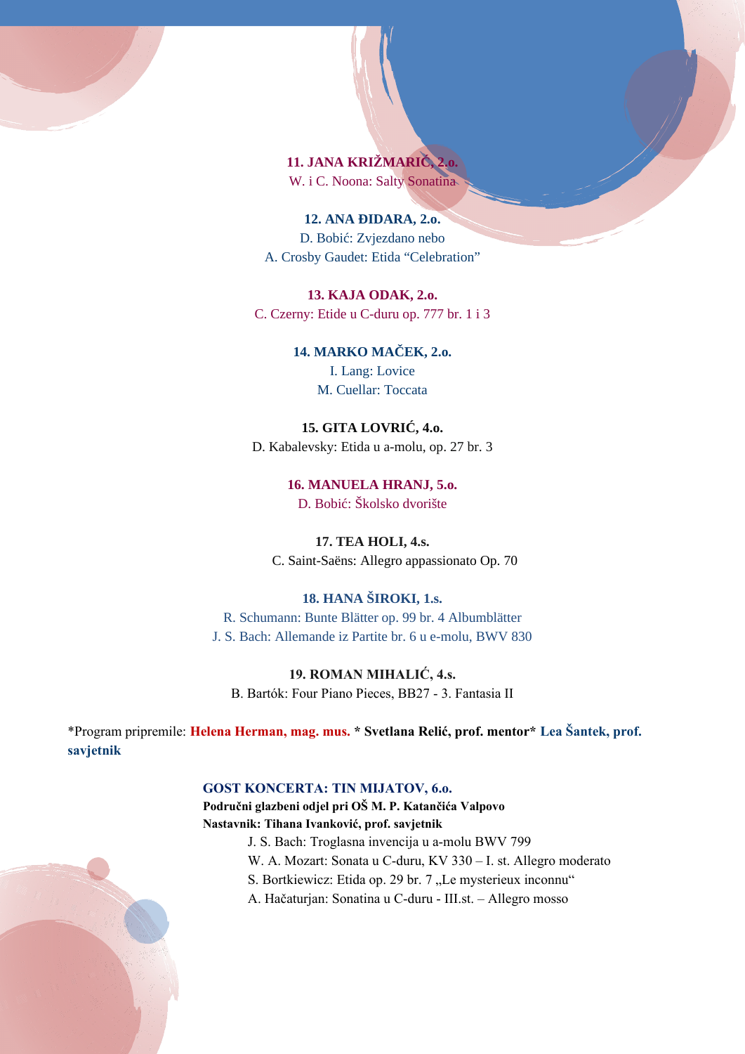**11. JANA KRIŽMARIĆ, 2.o.**
W. i C. Noona: Salty Sonatina

**12. ANA ĐIDARA, 2.o.**
D. Bobić: Zvjezdano nebo
A. Crosby Gaudet: Etida "Celebration"

**13. KAJA ODAK, 2.o.**
C. Czerny: Etide u C-duru op. 777 br. 1 i 3

**14. MARKO MAČEK, 2.o.**
I. Lang: Lovice
M. Cuellar: Toccata

**15. GITA LOVRIĆ, 4.o.**
D. Kabalevsky: Etida u a-molu, op. 27 br. 3

**16. MANUELA HRANJ, 5.o.**
D. Bobić: Školsko dvorište

**17. TEA HOLI, 4.s.**
C. Saint-Saëns: Allegro appassionato Op. 70

**18. HANA ŠIROKI, 1.s.**
R. Schumann: Bunte Blätter op. 99 br. 4 Albumblätter
J. S. Bach: Allemande iz Partite br. 6 u e-molu, BWV 830

**19. ROMAN MIHALIĆ, 4.s.**
B. Bartók: Four Piano Pieces, BB27 - 3. Fantasia II

*Program pripremile: **Helena Herman, mag. mus.** * **Svetlana Relić, prof. mentor*** **Lea Šantek, prof. savjetnik**

**GOST KONCERTA: TIN MIJATOV, 6.o.**
**Područni glazbeni odjel pri OŠ M. P. Katančića Valpovo**
**Nastavnik: Tihana Ivanković, prof. savjetnik**
J. S. Bach: Troglasna invencija u a-molu BWV 799
W. A. Mozart: Sonata u C-duru, KV 330 – I. st. Allegro moderato
S. Bortkiewicz: Etida op. 29 br. 7 „Le mysterieux inconnu"
A. Hačaturjan: Sonatina u C-duru - III.st. – Allegro mosso